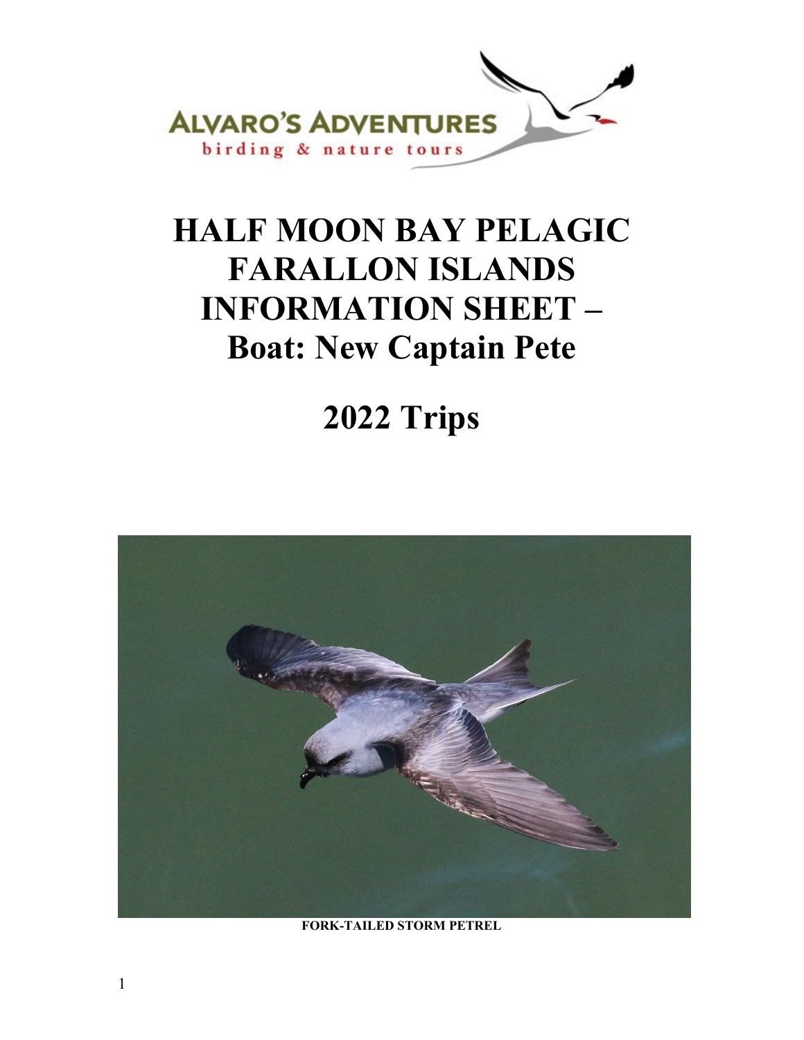ALVARO'S ADVENTURES
birding & nature tours

# HALF MOON BAY PELAGIC FARALLON ISLANDS INFORMATION SHEET – Boat: New Captain Pete

# 2022 Trips

FORK-TAILED STORM PETREL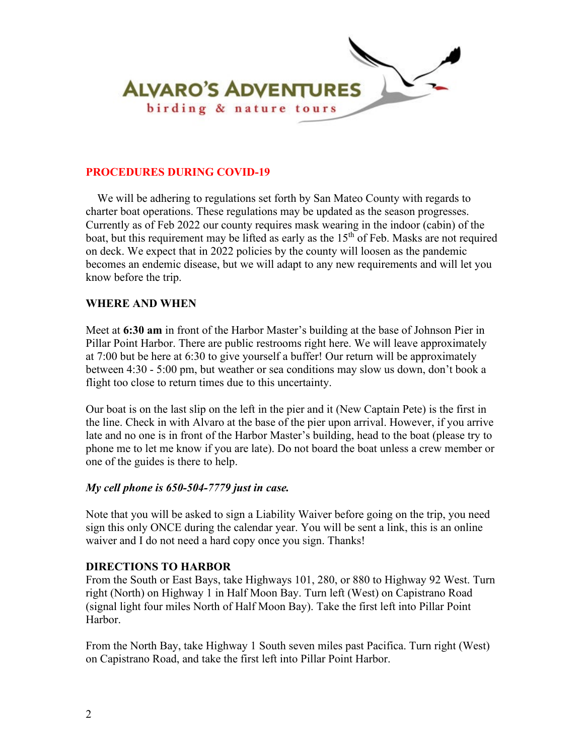ALVARO'S ADVENTURES
birding & nature tours

## PROCEDURES DURING COVID-19

We will be adhering to regulations set forth by San Mateo County with regards to charter boat operations. These regulations may be updated as the season progresses. Currently as of Feb 2022 our county requires mask wearing in the indoor (cabin) of the boat, but this requirement may be lifted as early as the 15th of Feb. Masks are not required on deck. We expect that in 2022 policies by the county will loosen as the pandemic becomes an endemic disease, but we will adapt to any new requirements and will let you know before the trip.

## WHERE AND WHEN

Meet at **6:30 am** in front of the Harbor Master's building at the base of Johnson Pier in Pillar Point Harbor. There are public restrooms right here. We will leave approximately at 7:00 but be here at 6:30 to give yourself a buffer! Our return will be approximately between 4:30 - 5:00 pm, but weather or sea conditions may slow us down, don't book a flight too close to return times due to this uncertainty.

Our boat is on the last slip on the left in the pier and it (New Captain Pete) is the first in the line. Check in with Alvaro at the base of the pier upon arrival. However, if you arrive late and no one is in front of the Harbor Master's building, head to the boat (please try to phone me to let me know if you are late). Do not board the boat unless a crew member or one of the guides is there to help.

***My cell phone is 650-504-7779 just in case.***

Note that you will be asked to sign a Liability Waiver before going on the trip, you need sign this only ONCE during the calendar year. You will be sent a link, this is an online waiver and I do not need a hard copy once you sign. Thanks!

## DIRECTIONS TO HARBOR

From the South or East Bays, take Highways 101, 280, or 880 to Highway 92 West. Turn right (North) on Highway 1 in Half Moon Bay. Turn left (West) on Capistrano Road (signal light four miles North of Half Moon Bay). Take the first left into Pillar Point Harbor.

From the North Bay, take Highway 1 South seven miles past Pacifica. Turn right (West) on Capistrano Road, and take the first left into Pillar Point Harbor.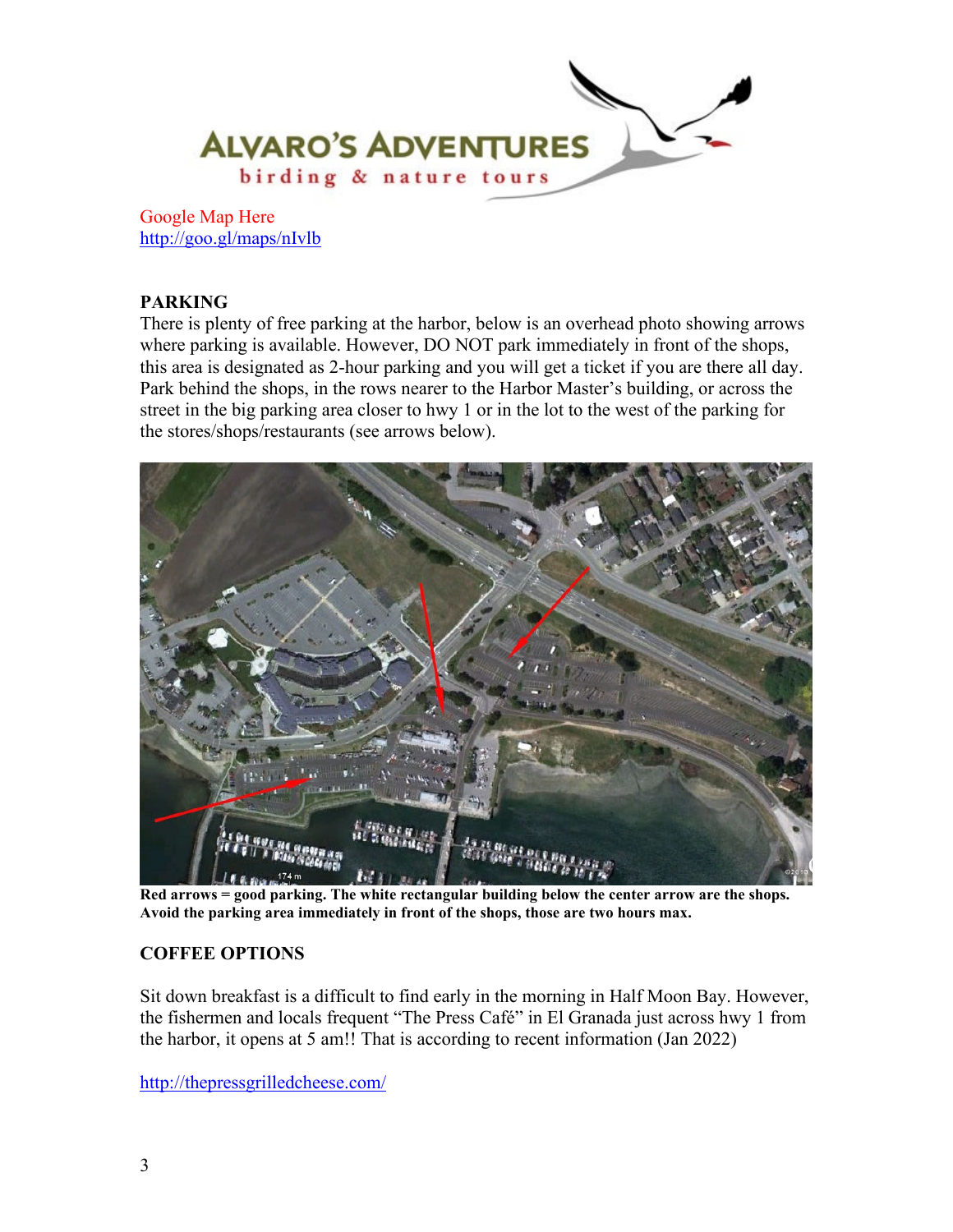Google Map Here
http://goo.gl/maps/nIvlb

**PARKING**

There is plenty of free parking at the harbor, below is an overhead photo showing arrows where parking is available. However, DO NOT park immediately in front of the shops, this area is designated as 2-hour parking and you will get a ticket if you are there all day. Park behind the shops, in the rows nearer to the Harbor Master's building, or across the street in the big parking area closer to hwy 1 or in the lot to the west of the parking for the stores/shops/restaurants (see arrows below).

**Red arrows = good parking. The white rectangular building below the center arrow are the shops. Avoid the parking area immediately in front of the shops, those are two hours max.**

**COFFEE OPTIONS**

Sit down breakfast is a difficult to find early in the morning in Half Moon Bay. However, the fishermen and locals frequent "The Press Café" in El Granada just across hwy 1 from the harbor, it opens at 5 am!! That is according to recent information (Jan 2022)

http://thepressgrilledcheese.com/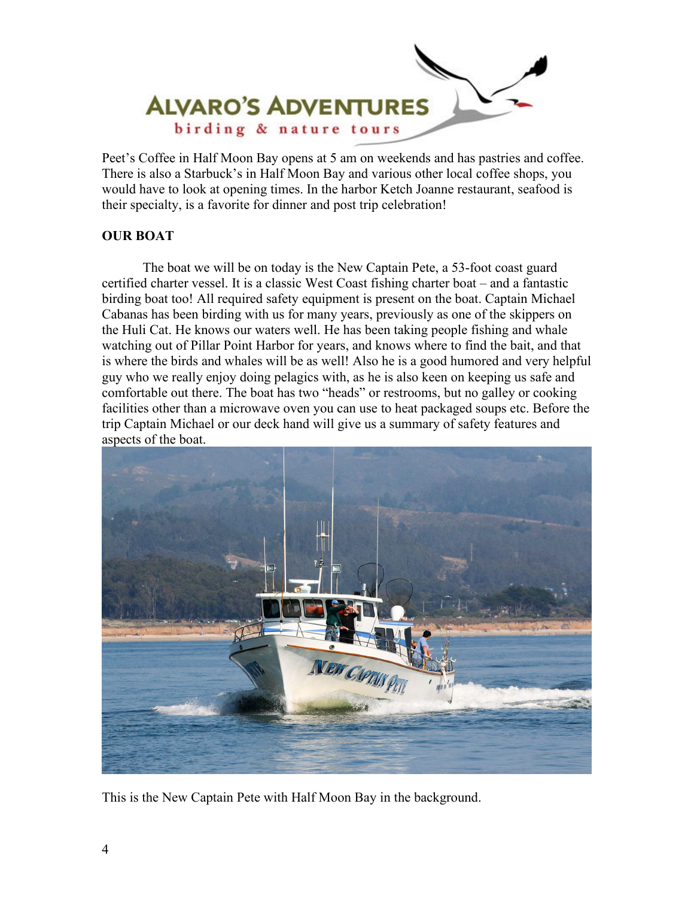Peet's Coffee in Half Moon Bay opens at 5 am on weekends and has pastries and coffee. There is also a Starbuck's in Half Moon Bay and various other local coffee shops, you would have to look at opening times. In the harbor Ketch Joanne restaurant, seafood is their specialty, is a favorite for dinner and post trip celebration!

**OUR BOAT**

The boat we will be on today is the New Captain Pete, a 53-foot coast guard certified charter vessel. It is a classic West Coast fishing charter boat – and a fantastic birding boat too! All required safety equipment is present on the boat. Captain Michael Cabanas has been birding with us for many years, previously as one of the skippers on the Huli Cat. He knows our waters well. He has been taking people fishing and whale watching out of Pillar Point Harbor for years, and knows where to find the bait, and that is where the birds and whales will be as well! Also he is a good humored and very helpful guy who we really enjoy doing pelagics with, as he is also keen on keeping us safe and comfortable out there. The boat has two "heads" or restrooms, but no galley or cooking facilities other than a microwave oven you can use to heat packaged soups etc. Before the trip Captain Michael or our deck hand will give us a summary of safety features and aspects of the boat.

This is the New Captain Pete with Half Moon Bay in the background.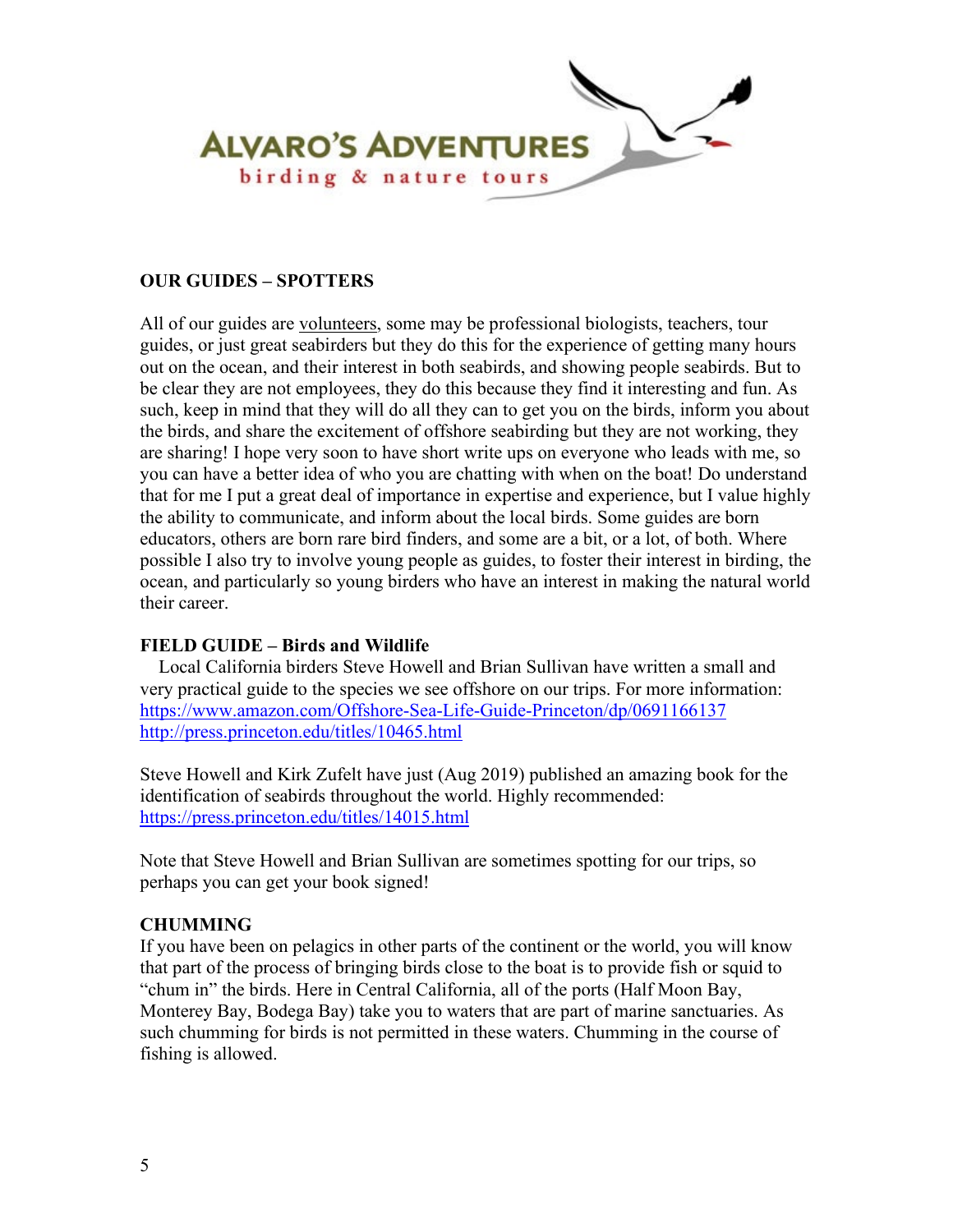# ALVARO'S ADVENTURES

birding & nature tours

**OUR GUIDES – SPOTTERS**

All of our guides are volunteers, some may be professional biologists, teachers, tour guides, or just great seabirders but they do this for the experience of getting many hours out on the ocean, and their interest in both seabirds, and showing people seabirds. But to be clear they are not employees, they do this because they find it interesting and fun. As such, keep in mind that they will do all they can to get you on the birds, inform you about the birds, and share the excitement of offshore seabirding but they are not working, they are sharing! I hope very soon to have short write ups on everyone who leads with me, so you can have a better idea of who you are chatting with when on the boat! Do understand that for me I put a great deal of importance in expertise and experience, but I value highly the ability to communicate, and inform about the local birds. Some guides are born educators, others are born rare bird finders, and some are a bit, or a lot, of both. Where possible I also try to involve young people as guides, to foster their interest in birding, the ocean, and particularly so young birders who have an interest in making the natural world their career.

**FIELD GUIDE – Birds and Wildlife**

Local California birders Steve Howell and Brian Sullivan have written a small and very practical guide to the species we see offshore on our trips. For more information:
https://www.amazon.com/Offshore-Sea-Life-Guide-Princeton/dp/0691166137
http://press.princeton.edu/titles/10465.html

Steve Howell and Kirk Zufelt have just (Aug 2019) published an amazing book for the identification of seabirds throughout the world. Highly recommended:
https://press.princeton.edu/titles/14015.html

Note that Steve Howell and Brian Sullivan are sometimes spotting for our trips, so perhaps you can get your book signed!

**CHUMMING**

If you have been on pelagics in other parts of the continent or the world, you will know that part of the process of bringing birds close to the boat is to provide fish or squid to "chum in" the birds. Here in Central California, all of the ports (Half Moon Bay, Monterey Bay, Bodega Bay) take you to waters that are part of marine sanctuaries. As such chumming for birds is not permitted in these waters. Chumming in the course of fishing is allowed.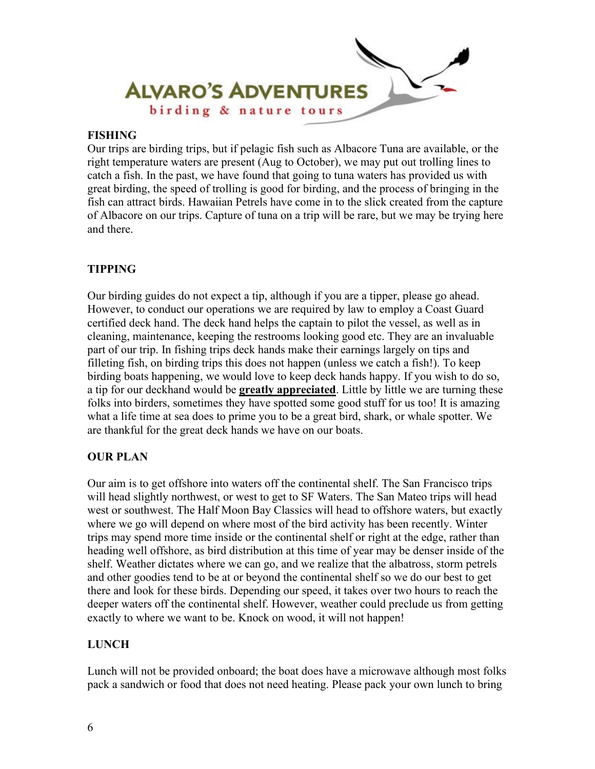## FISHING

Our trips are birding trips, but if pelagic fish such as Albacore Tuna are available, or the right temperature waters are present (Aug to October), we may put out trolling lines to catch a fish. In the past, we have found that going to tuna waters has provided us with great birding, the speed of trolling is good for birding, and the process of bringing in the fish can attract birds. Hawaiian Petrels have come in to the slick created from the capture of Albacore on our trips. Capture of tuna on a trip will be rare, but we may be trying here and there.

## TIPPING

Our birding guides do not expect a tip, although if you are a tipper, please go ahead. However, to conduct our operations we are required by law to employ a Coast Guard certified deck hand. The deck hand helps the captain to pilot the vessel, as well as in cleaning, maintenance, keeping the restrooms looking good etc. They are an invaluable part of our trip. In fishing trips deck hands make their earnings largely on tips and filleting fish, on birding trips this does not happen (unless we catch a fish!). To keep birding boats happening, we would love to keep deck hands happy. If you wish to do so, a tip for our deckhand would be **greatly appreciated**. Little by little we are turning these folks into birders, sometimes they have spotted some good stuff for us too! It is amazing what a life time at sea does to prime you to be a great bird, shark, or whale spotter. We are thankful for the great deck hands we have on our boats.

## OUR PLAN

Our aim is to get offshore into waters off the continental shelf. The San Francisco trips will head slightly northwest, or west to get to SF Waters. The San Mateo trips will head west or southwest. The Half Moon Bay Classics will head to offshore waters, but exactly where we go will depend on where most of the bird activity has been recently. Winter trips may spend more time inside or the continental shelf or right at the edge, rather than heading well offshore, as bird distribution at this time of year may be denser inside of the shelf. Weather dictates where we can go, and we realize that the albatross, storm petrels and other goodies tend to be at or beyond the continental shelf so we do our best to get there and look for these birds. Depending our speed, it takes over two hours to reach the deeper waters off the continental shelf. However, weather could preclude us from getting exactly to where we want to be. Knock on wood, it will not happen!

## LUNCH

Lunch will not be provided onboard; the boat does have a microwave although most folks pack a sandwich or food that does not need heating. Please pack your own lunch to bring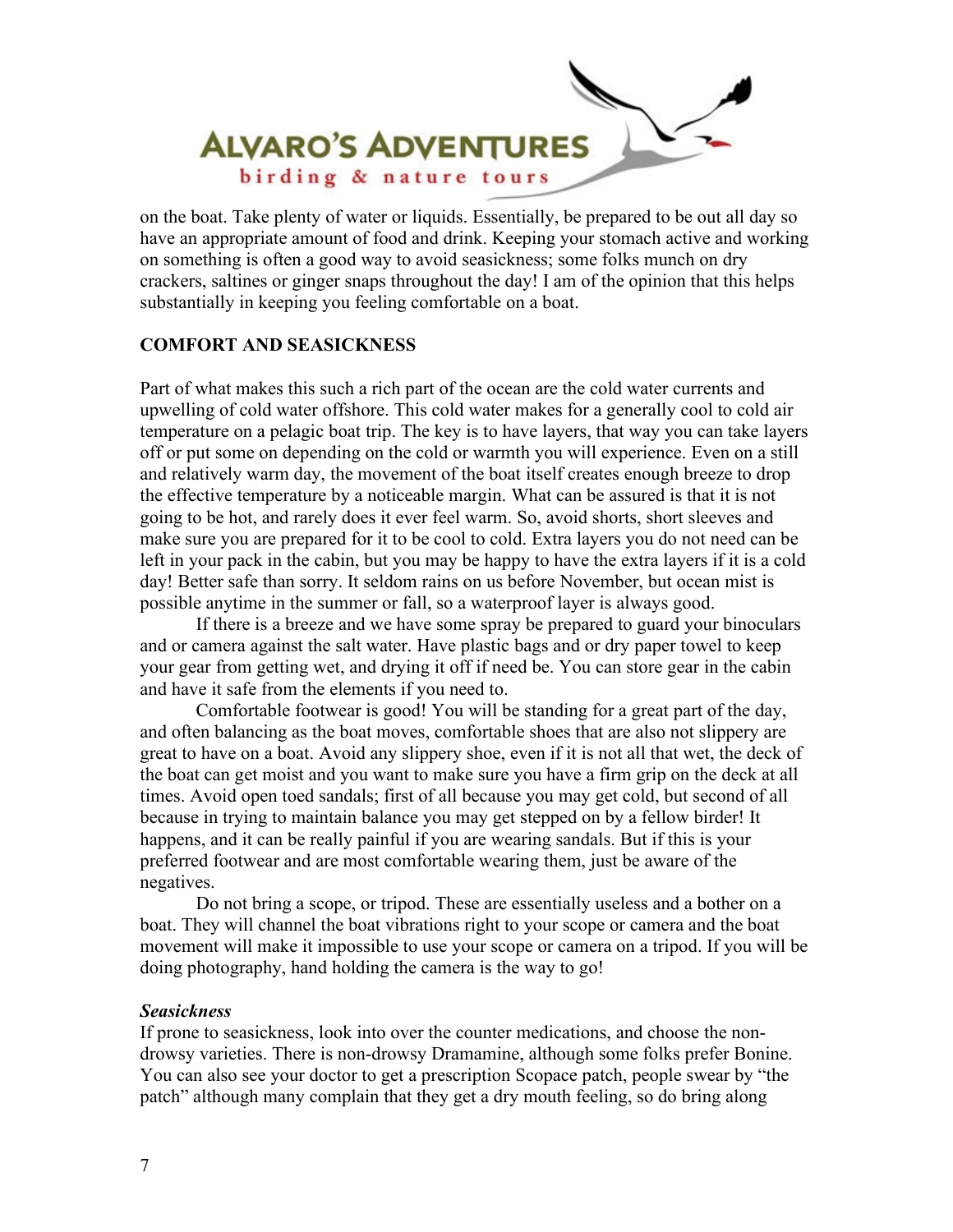on the boat. Take plenty of water or liquids. Essentially, be prepared to be out all day so have an appropriate amount of food and drink. Keeping your stomach active and working on something is often a good way to avoid seasickness; some folks munch on dry crackers, saltines or ginger snaps throughout the day! I am of the opinion that this helps substantially in keeping you feeling comfortable on a boat.

**COMFORT AND SEASICKNESS**

Part of what makes this such a rich part of the ocean are the cold water currents and upwelling of cold water offshore. This cold water makes for a generally cool to cold air temperature on a pelagic boat trip. The key is to have layers, that way you can take layers off or put some on depending on the cold or warmth you will experience. Even on a still and relatively warm day, the movement of the boat itself creates enough breeze to drop the effective temperature by a noticeable margin. What can be assured is that it is not going to be hot, and rarely does it ever feel warm. So, avoid shorts, short sleeves and make sure you are prepared for it to be cool to cold. Extra layers you do not need can be left in your pack in the cabin, but you may be happy to have the extra layers if it is a cold day! Better safe than sorry. It seldom rains on us before November, but ocean mist is possible anytime in the summer or fall, so a waterproof layer is always good.

If there is a breeze and we have some spray be prepared to guard your binoculars and or camera against the salt water. Have plastic bags and or dry paper towel to keep your gear from getting wet, and drying it off if need be. You can store gear in the cabin and have it safe from the elements if you need to.

Comfortable footwear is good! You will be standing for a great part of the day, and often balancing as the boat moves, comfortable shoes that are also not slippery are great to have on a boat. Avoid any slippery shoe, even if it is not all that wet, the deck of the boat can get moist and you want to make sure you have a firm grip on the deck at all times. Avoid open toed sandals; first of all because you may get cold, but second of all because in trying to maintain balance you may get stepped on by a fellow birder! It happens, and it can be really painful if you are wearing sandals. But if this is your preferred footwear and are most comfortable wearing them, just be aware of the negatives.

Do not bring a scope, or tripod. These are essentially useless and a bother on a boat. They will channel the boat vibrations right to your scope or camera and the boat movement will make it impossible to use your scope or camera on a tripod. If you will be doing photography, hand holding the camera is the way to go!

***Seasickness***

If prone to seasickness, look into over the counter medications, and choose the non-drowsy varieties. There is non-drowsy Dramamine, although some folks prefer Bonine. You can also see your doctor to get a prescription Scopace patch, people swear by "the patch" although many complain that they get a dry mouth feeling, so do bring along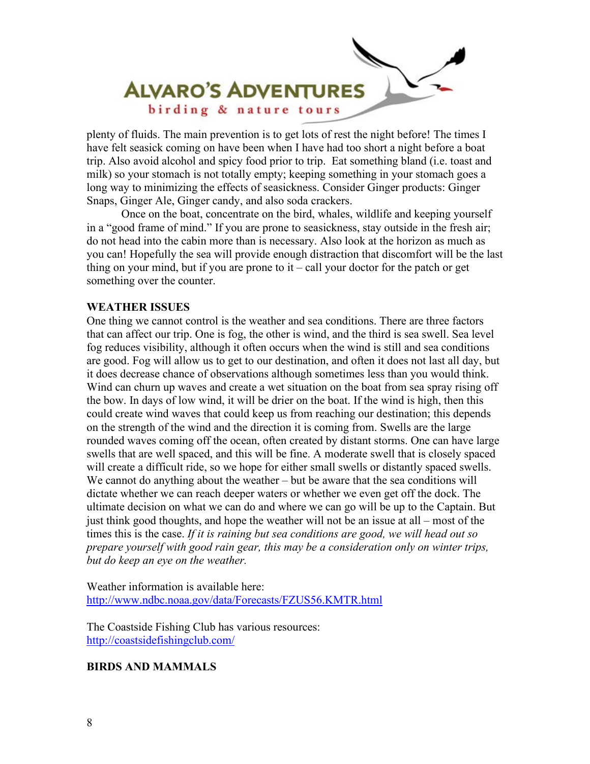plenty of fluids. The main prevention is to get lots of rest the night before! The times I have felt seasick coming on have been when I have had too short a night before a boat trip. Also avoid alcohol and spicy food prior to trip. Eat something bland (i.e. toast and milk) so your stomach is not totally empty; keeping something in your stomach goes a long way to minimizing the effects of seasickness. Consider Ginger products: Ginger Snaps, Ginger Ale, Ginger candy, and also soda crackers.

Once on the boat, concentrate on the bird, whales, wildlife and keeping yourself in a "good frame of mind." If you are prone to seasickness, stay outside in the fresh air; do not head into the cabin more than is necessary. Also look at the horizon as much as you can! Hopefully the sea will provide enough distraction that discomfort will be the last thing on your mind, but if you are prone to it – call your doctor for the patch or get something over the counter.

**WEATHER ISSUES**

One thing we cannot control is the weather and sea conditions. There are three factors that can affect our trip. One is fog, the other is wind, and the third is sea swell. Sea level fog reduces visibility, although it often occurs when the wind is still and sea conditions are good. Fog will allow us to get to our destination, and often it does not last all day, but it does decrease chance of observations although sometimes less than you would think. Wind can churn up waves and create a wet situation on the boat from sea spray rising off the bow. In days of low wind, it will be drier on the boat. If the wind is high, then this could create wind waves that could keep us from reaching our destination; this depends on the strength of the wind and the direction it is coming from. Swells are the large rounded waves coming off the ocean, often created by distant storms. One can have large swells that are well spaced, and this will be fine. A moderate swell that is closely spaced will create a difficult ride, so we hope for either small swells or distantly spaced swells. We cannot do anything about the weather – but be aware that the sea conditions will dictate whether we can reach deeper waters or whether we even get off the dock. The ultimate decision on what we can do and where we can go will be up to the Captain. But just think good thoughts, and hope the weather will not be an issue at all – most of the times this is the case. *If it is raining but sea conditions are good, we will head out so prepare yourself with good rain gear, this may be a consideration only on winter trips, but do keep an eye on the weather.*

Weather information is available here:
http://www.ndbc.noaa.gov/data/Forecasts/FZUS56.KMTR.html

The Coastside Fishing Club has various resources:
http://coastsidefishingclub.com/

**BIRDS AND MAMMALS**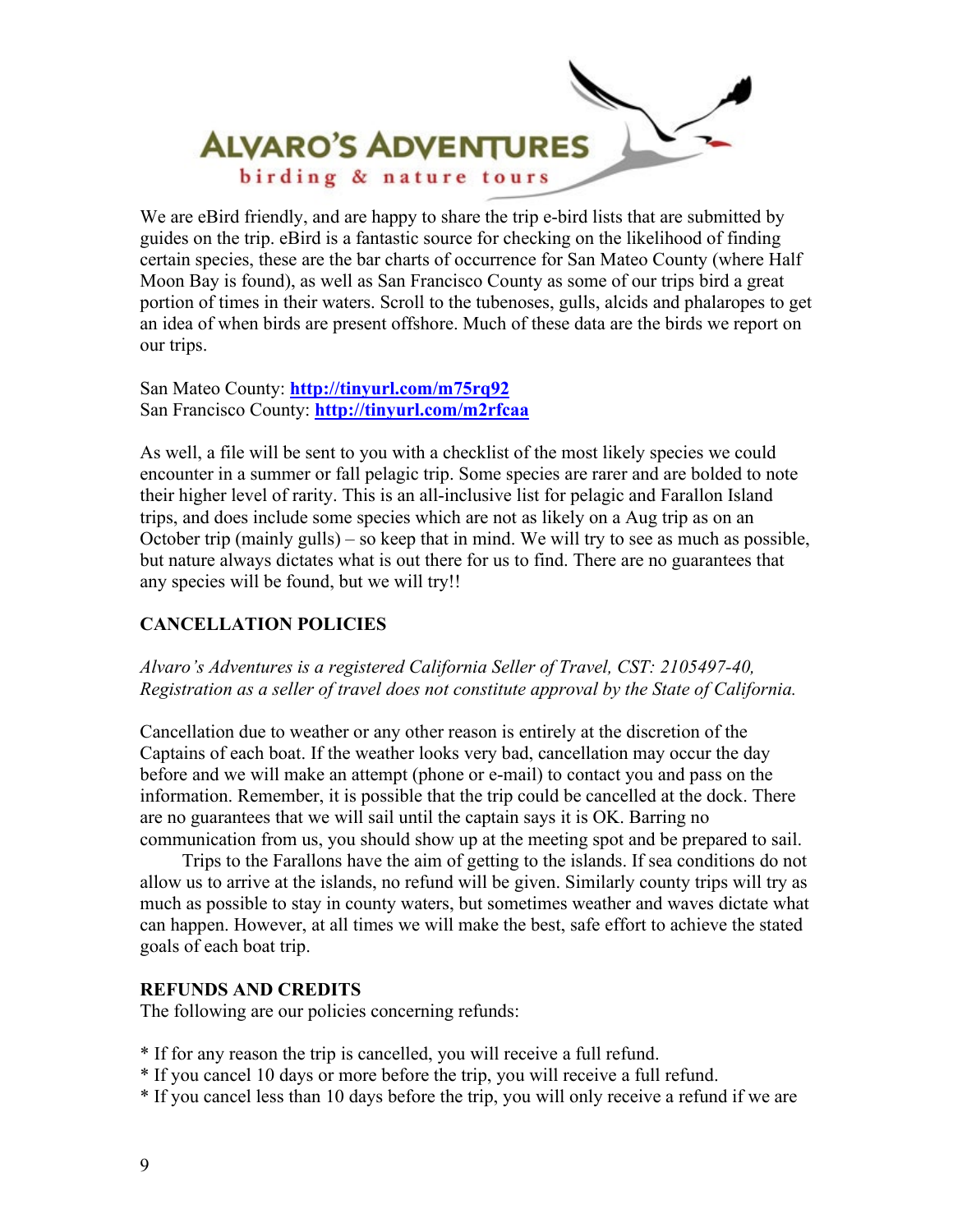We are eBird friendly, and are happy to share the trip e-bird lists that are submitted by guides on the trip. eBird is a fantastic source for checking on the likelihood of finding certain species, these are the bar charts of occurrence for San Mateo County (where Half Moon Bay is found), as well as San Francisco County as some of our trips bird a great portion of times in their waters. Scroll to the tubenoses, gulls, alcids and phalaropes to get an idea of when birds are present offshore. Much of these data are the birds we report on our trips.

San Mateo County: **http://tinyurl.com/m75rq92**
San Francisco County: **http://tinyurl.com/m2rfcaa**

As well, a file will be sent to you with a checklist of the most likely species we could encounter in a summer or fall pelagic trip. Some species are rarer and are bolded to note their higher level of rarity. This is an all-inclusive list for pelagic and Farallon Island trips, and does include some species which are not as likely on a Aug trip as on an October trip (mainly gulls) – so keep that in mind. We will try to see as much as possible, but nature always dictates what is out there for us to find. There are no guarantees that any species will be found, but we will try!!

## CANCELLATION POLICIES

*Alvaro's Adventures is a registered California Seller of Travel, CST: 2105497-40, Registration as a seller of travel does not constitute approval by the State of California.*

Cancellation due to weather or any other reason is entirely at the discretion of the Captains of each boat. If the weather looks very bad, cancellation may occur the day before and we will make an attempt (phone or e-mail) to contact you and pass on the information. Remember, it is possible that the trip could be cancelled at the dock. There are no guarantees that we will sail until the captain says it is OK. Barring no communication from us, you should show up at the meeting spot and be prepared to sail.

Trips to the Farallons have the aim of getting to the islands. If sea conditions do not allow us to arrive at the islands, no refund will be given. Similarly county trips will try as much as possible to stay in county waters, but sometimes weather and waves dictate what can happen. However, at all times we will make the best, safe effort to achieve the stated goals of each boat trip.

## REFUNDS AND CREDITS

The following are our policies concerning refunds:

* If for any reason the trip is cancelled, you will receive a full refund.
* If you cancel 10 days or more before the trip, you will receive a full refund.
* If you cancel less than 10 days before the trip, you will only receive a refund if we are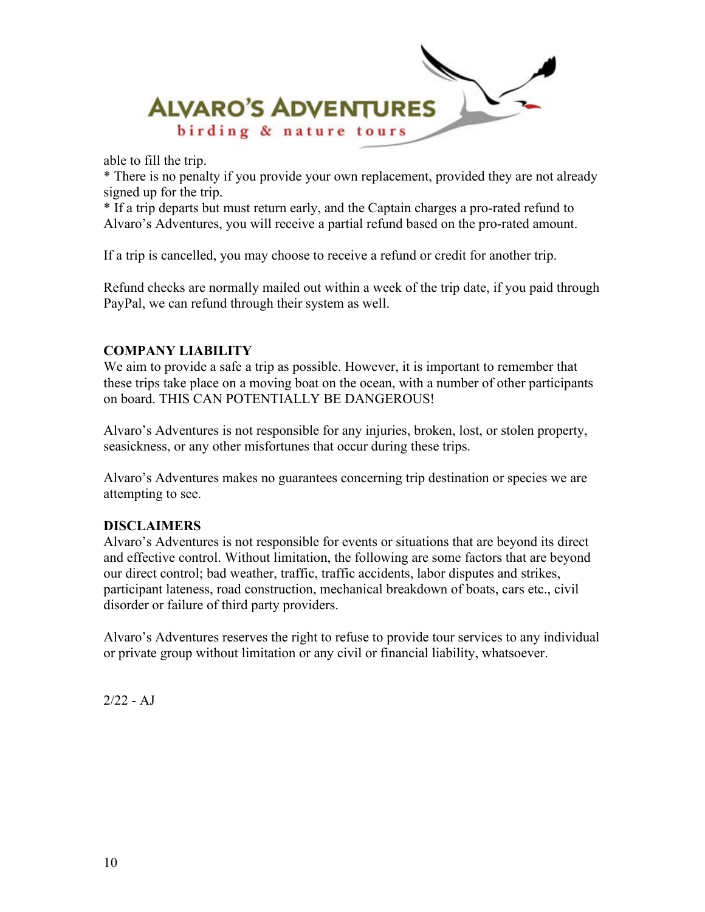able to fill the trip.

* There is no penalty if you provide your own replacement, provided they are not already signed up for the trip.
* If a trip departs but must return early, and the Captain charges a pro-rated refund to Alvaro's Adventures, you will receive a partial refund based on the pro-rated amount.

If a trip is cancelled, you may choose to receive a refund or credit for another trip.

Refund checks are normally mailed out within a week of the trip date, if you paid through PayPal, we can refund through their system as well.

**COMPANY LIABILITY**

We aim to provide a safe a trip as possible. However, it is important to remember that these trips take place on a moving boat on the ocean, with a number of other participants on board. THIS CAN POTENTIALLY BE DANGEROUS!

Alvaro's Adventures is not responsible for any injuries, broken, lost, or stolen property, seasickness, or any other misfortunes that occur during these trips.

Alvaro's Adventures makes no guarantees concerning trip destination or species we are attempting to see.

**DISCLAIMERS**

Alvaro's Adventures is not responsible for events or situations that are beyond its direct and effective control. Without limitation, the following are some factors that are beyond our direct control; bad weather, traffic, traffic accidents, labor disputes and strikes, participant lateness, road construction, mechanical breakdown of boats, cars etc., civil disorder or failure of third party providers.

Alvaro's Adventures reserves the right to refuse to provide tour services to any individual or private group without limitation or any civil or financial liability, whatsoever.

2/22 - AJ